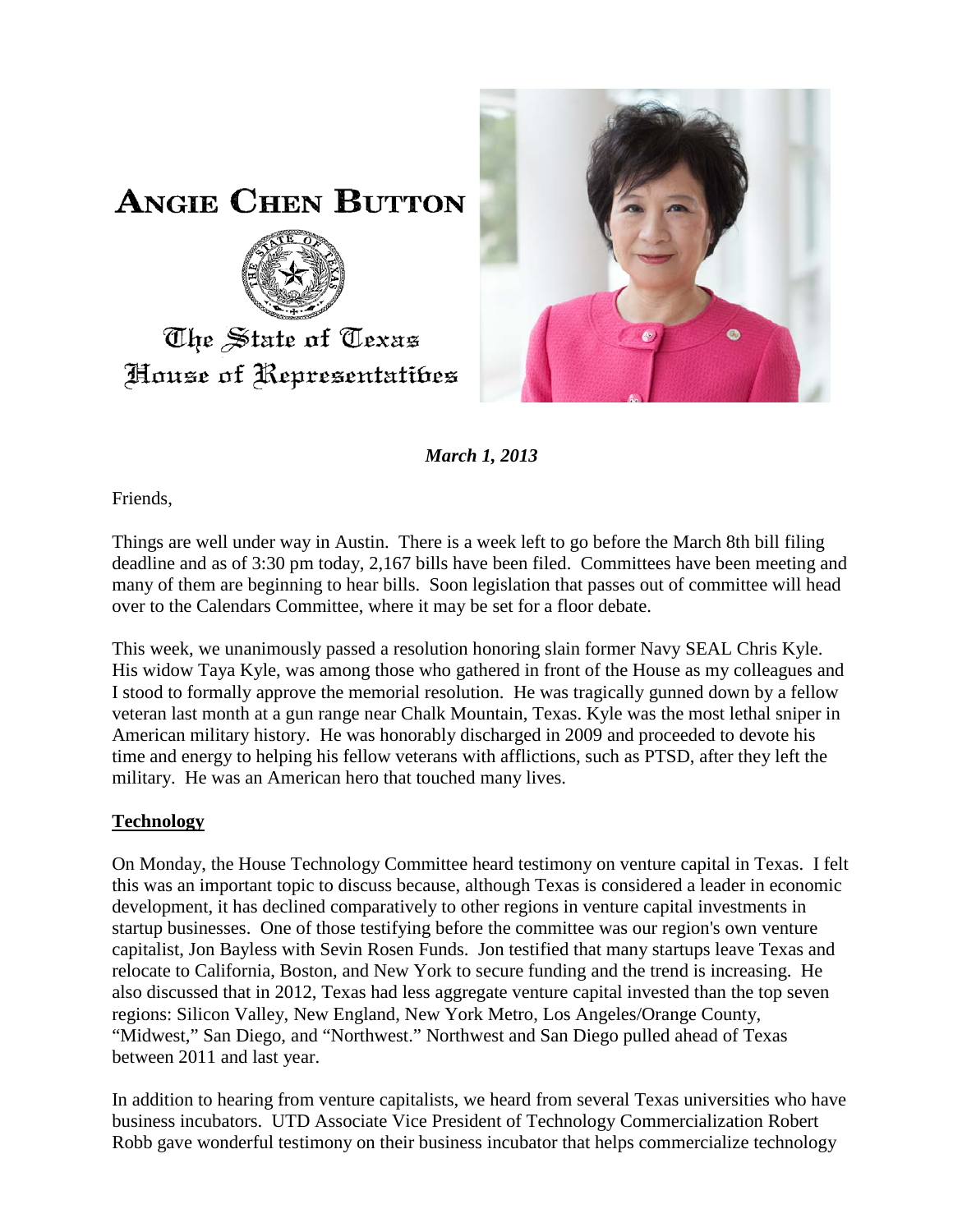# Angie Chen Button

The State of Texas
House of Representatives

***March 1, 2013***

Friends,

Things are well under way in Austin. There is a week left to go before the March 8th bill filing deadline and as of 3:30 pm today, 2,167 bills have been filed. Committees have been meeting and many of them are beginning to hear bills. Soon legislation that passes out of committee will head over to the Calendars Committee, where it may be set for a floor debate.

This week, we unanimously passed a resolution honoring slain former Navy SEAL Chris Kyle. His widow Taya Kyle, was among those who gathered in front of the House as my colleagues and I stood to formally approve the memorial resolution. He was tragically gunned down by a fellow veteran last month at a gun range near Chalk Mountain, Texas. Kyle was the most lethal sniper in American military history. He was honorably discharged in 2009 and proceeded to devote his time and energy to helping his fellow veterans with afflictions, such as PTSD, after they left the military. He was an American hero that touched many lives.

## Technology

On Monday, the House Technology Committee heard testimony on venture capital in Texas. I felt this was an important topic to discuss because, although Texas is considered a leader in economic development, it has declined comparatively to other regions in venture capital investments in startup businesses. One of those testifying before the committee was our region's own venture capitalist, Jon Bayless with Sevin Rosen Funds. Jon testified that many startups leave Texas and relocate to California, Boston, and New York to secure funding and the trend is increasing. He also discussed that in 2012, Texas had less aggregate venture capital invested than the top seven regions: Silicon Valley, New England, New York Metro, Los Angeles/Orange County, "Midwest," San Diego, and "Northwest." Northwest and San Diego pulled ahead of Texas between 2011 and last year.

In addition to hearing from venture capitalists, we heard from several Texas universities who have business incubators. UTD Associate Vice President of Technology Commercialization Robert Robb gave wonderful testimony on their business incubator that helps commercialize technology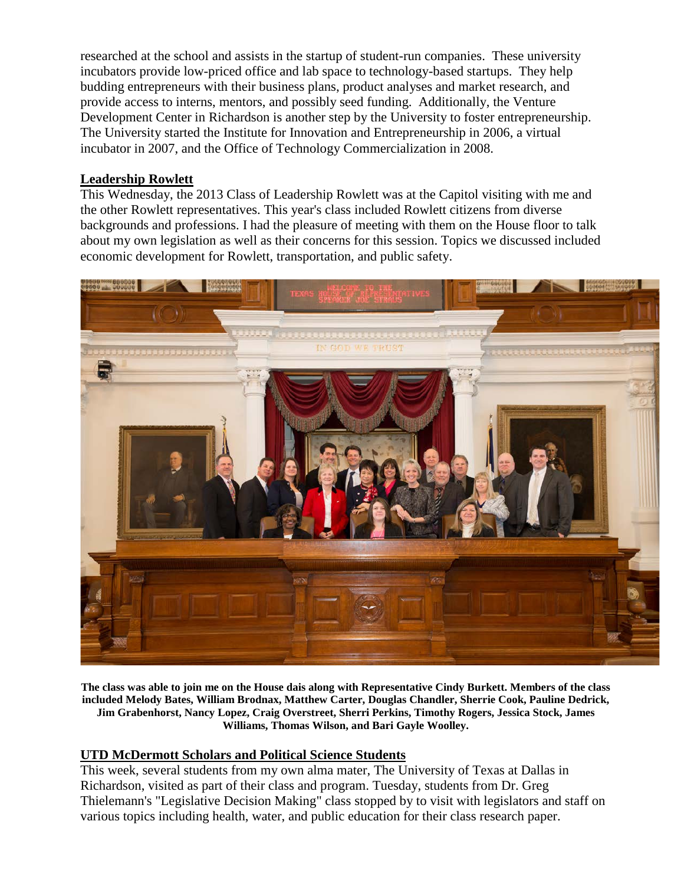researched at the school and assists in the startup of student-run companies. These university incubators provide low-priced office and lab space to technology-based startups. They help budding entrepreneurs with their business plans, product analyses and market research, and provide access to interns, mentors, and possibly seed funding. Additionally, the Venture Development Center in Richardson is another step by the University to foster entrepreneurship. The University started the Institute for Innovation and Entrepreneurship in 2006, a virtual incubator in 2007, and the Office of Technology Commercialization in 2008.

## Leadership Rowlett

This Wednesday, the 2013 Class of Leadership Rowlett was at the Capitol visiting with me and the other Rowlett representatives. This year's class included Rowlett citizens from diverse backgrounds and professions. I had the pleasure of meeting with them on the House floor to talk about my own legislation as well as their concerns for this session. Topics we discussed included economic development for Rowlett, transportation, and public safety.

**The class was able to join me on the House dais along with Representative Cindy Burkett. Members of the class included Melody Bates, William Brodnax, Matthew Carter, Douglas Chandler, Sherrie Cook, Pauline Dedrick, Jim Grabenhorst, Nancy Lopez, Craig Overstreet, Sherri Perkins, Timothy Rogers, Jessica Stock, James Williams, Thomas Wilson, and Bari Gayle Woolley.**

## UTD McDermott Scholars and Political Science Students

This week, several students from my own alma mater, The University of Texas at Dallas in Richardson, visited as part of their class and program. Tuesday, students from Dr. Greg Thielemann's "Legislative Decision Making" class stopped by to visit with legislators and staff on various topics including health, water, and public education for their class research paper.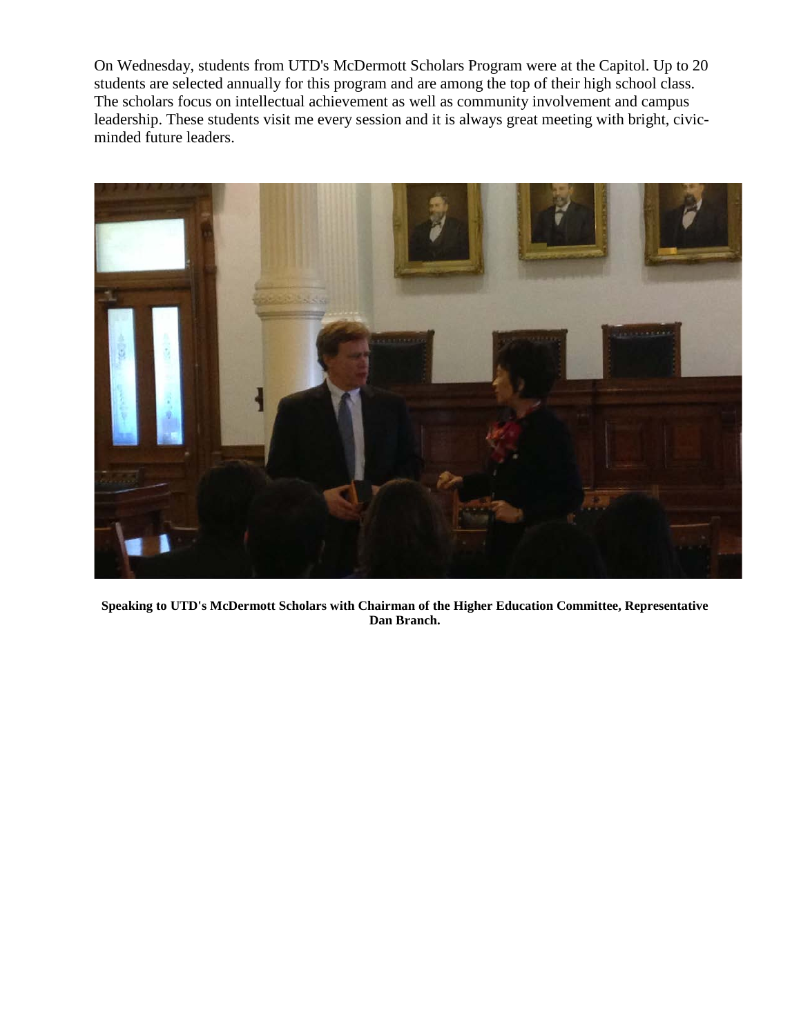On Wednesday, students from UTD's McDermott Scholars Program were at the Capitol. Up to 20 students are selected annually for this program and are among the top of their high school class. The scholars focus on intellectual achievement as well as community involvement and campus leadership. These students visit me every session and it is always great meeting with bright, civic-minded future leaders.

**Speaking to UTD's McDermott Scholars with Chairman of the Higher Education Committee, Representative Dan Branch.**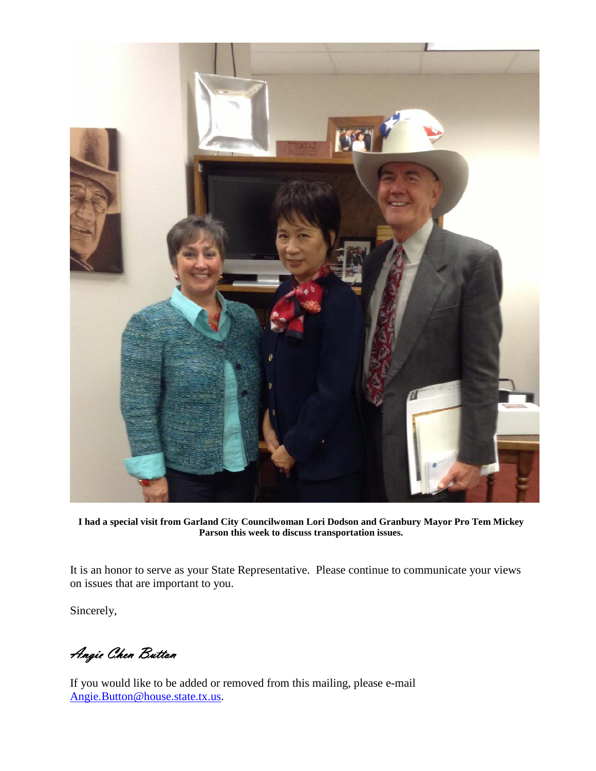**I had a special visit from Garland City Councilwoman Lori Dodson and Granbury Mayor Pro Tem Mickey Parson this week to discuss transportation issues.**

It is an honor to serve as your State Representative. Please continue to communicate your views on issues that are important to you.

Sincerely,

*Angie Chen Button*

If you would like to be added or removed from this mailing, please e-mail [Angie.Button@house.state.tx.us](mailto:Angie.Button@house.state.tx.us).